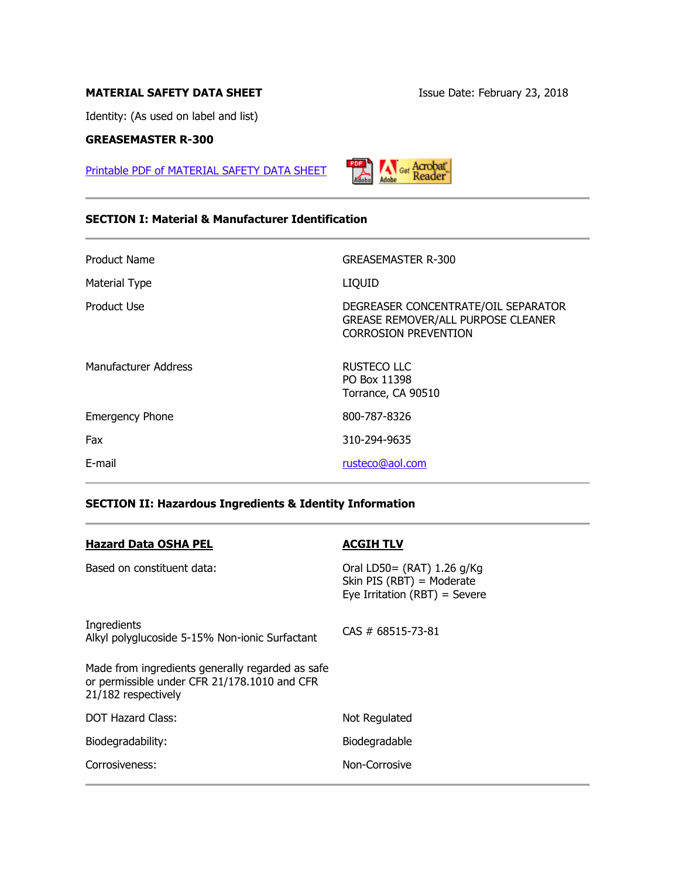**MATERIAL SAFETY DATA SHEET**

Issue Date: February 23, 2018

Identity: (As used on label and list)

**GREASEMASTER R-300**

Printable PDF of MATERIAL SAFETY DATA SHEET

---

## SECTION I: Material & Manufacturer Identification

---

| | |
|---|---|
| Product Name | GREASEMASTER R-300 |
| Material Type | LIQUID |
| Product Use | DEGREASER CONCENTRATE/OIL SEPARATOR<br>GREASE REMOVER/ALL PURPOSE CLEANER<br>CORROSION PREVENTION |
| Manufacturer Address | RUSTECO LLC<br>PO Box 11398<br>Torrance, CA 90510 |
| Emergency Phone | 800-787-8326 |
| Fax | 310-294-9635 |
| E-mail | rusteco@aol.com |

---

## SECTION II: Hazardous Ingredients & Identity Information

---

| **Hazard Data OSHA PEL** | **ACGIH TLV** |
|---|---|
| Based on constituent data: | Oral LD50= (RAT) 1.26 g/Kg<br>Skin PIS (RBT) = Moderate<br>Eye Irritation (RBT) = Severe |
| Ingredients<br>Alkyl polyglucoside 5-15% Non-ionic Surfactant | CAS # 68515-73-81 |
| Made from ingredients generally regarded as safe or permissible under CFR 21/178.1010 and CFR 21/182 respectively | |
| DOT Hazard Class: | Not Regulated |
| Biodegradability: | Biodegradable |
| Corrosiveness: | Non-Corrosive |

---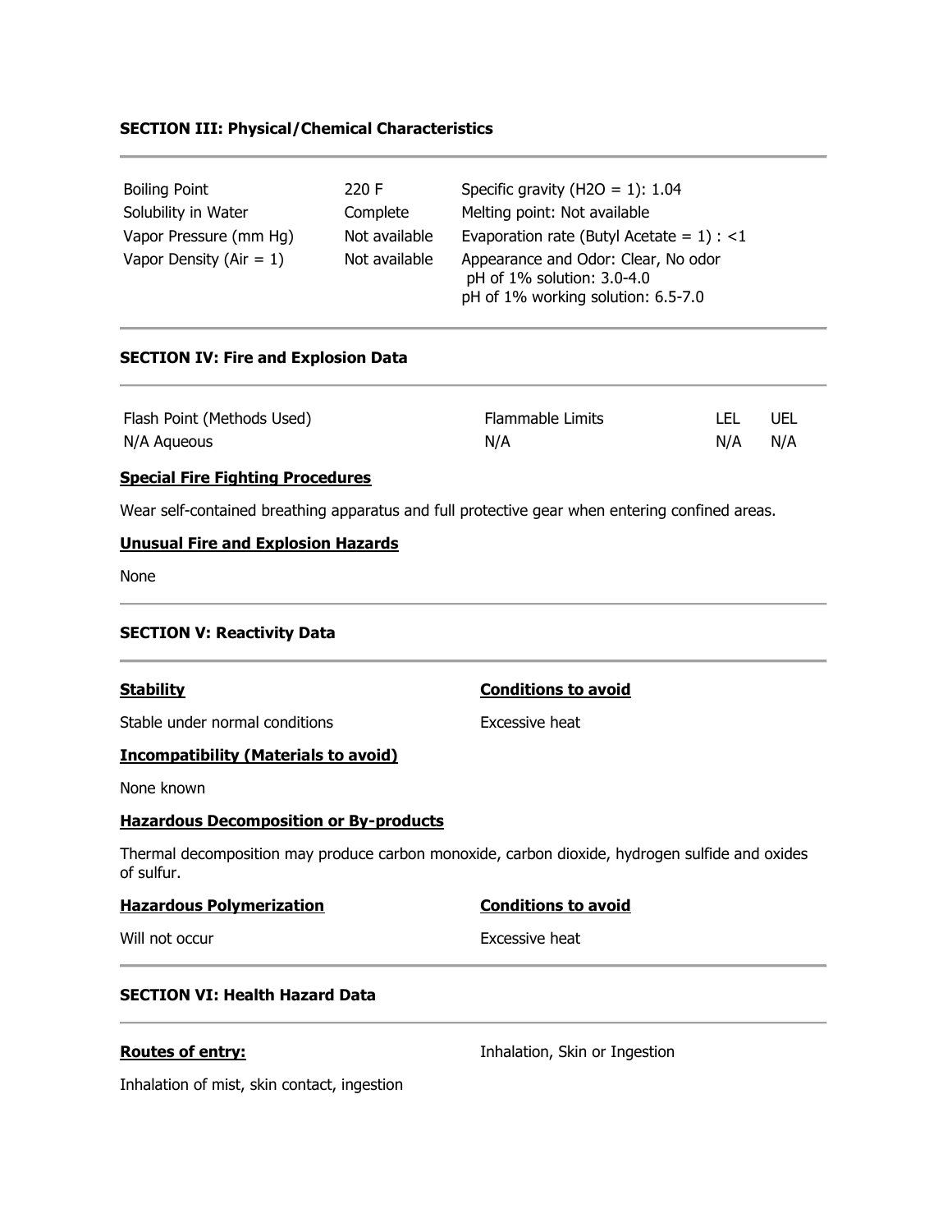## SECTION III: Physical/Chemical Characteristics

| | | |
|---|---|---|
| Boiling Point | 220 F | Specific gravity ($H_2O$ = 1): 1.04 |
| Solubility in Water | Complete | Melting point: Not available |
| Vapor Pressure (mm Hg) | Not available | Evaporation rate (Butyl Acetate = 1) : <1 |
| Vapor Density (Air = 1) | Not available | Appearance and Odor: Clear, No odor<br>pH of 1% solution: 3.0-4.0<br>pH of 1% working solution: 6.5-7.0 |

## SECTION IV: Fire and Explosion Data

| Flash Point (Methods Used) | Flammable Limits | LEL | UEL |
|---|---|---|---|
| N/A Aqueous | N/A | N/A | N/A |

**Special Fire Fighting Procedures**

Wear self-contained breathing apparatus and full protective gear when entering confined areas.

**Unusual Fire and Explosion Hazards**

None

## SECTION V: Reactivity Data

**Stability**

Stable under normal conditions

**Conditions to avoid**

Excessive heat

**Incompatibility (Materials to avoid)**

None known

**Hazardous Decomposition or By-products**

Thermal decomposition may produce carbon monoxide, carbon dioxide, hydrogen sulfide and oxides of sulfur.

**Hazardous Polymerization**

Will not occur

**Conditions to avoid**

Excessive heat

## SECTION VI: Health Hazard Data

**Routes of entry:** Inhalation, Skin or Ingestion

Inhalation of mist, skin contact, ingestion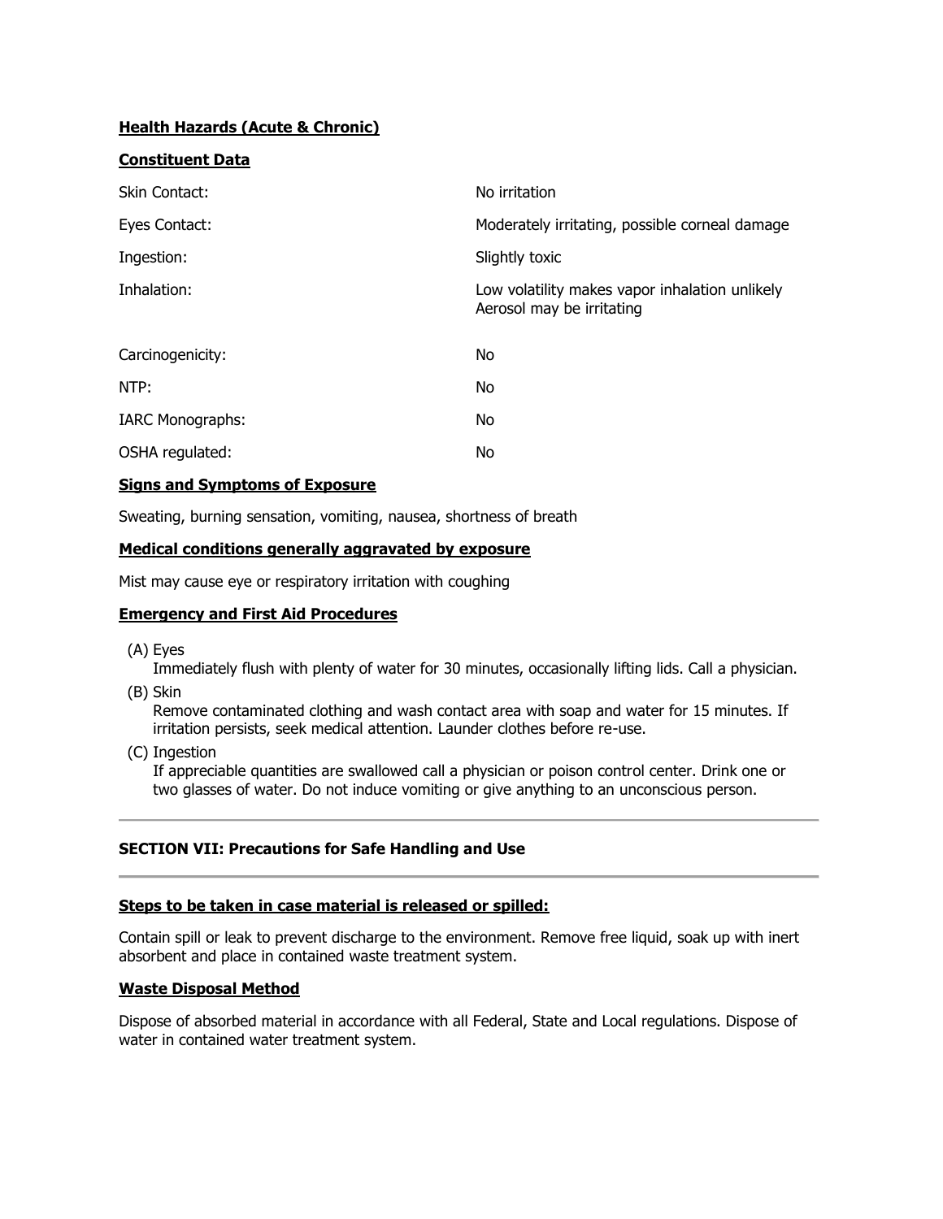**Health Hazards (Acute & Chronic)**

**Constituent Data**

| | |
|---|---|
| Skin Contact: | No irritation |
| Eyes Contact: | Moderately irritating, possible corneal damage |
| Ingestion: | Slightly toxic |
| Inhalation: | Low volatility makes vapor inhalation unlikely<br>Aerosol may be irritating |
| Carcinogenicity: | No |
| NTP: | No |
| IARC Monographs: | No |
| OSHA regulated: | No |

**Signs and Symptoms of Exposure**

Sweating, burning sensation, vomiting, nausea, shortness of breath

**Medical conditions generally aggravated by exposure**

Mist may cause eye or respiratory irritation with coughing

**Emergency and First Aid Procedures**

(A) Eyes
Immediately flush with plenty of water for 30 minutes, occasionally lifting lids. Call a physician.

(B) Skin
Remove contaminated clothing and wash contact area with soap and water for 15 minutes. If irritation persists, seek medical attention. Launder clothes before re-use.

(C) Ingestion
If appreciable quantities are swallowed call a physician or poison control center. Drink one or two glasses of water. Do not induce vomiting or give anything to an unconscious person.

---

## SECTION VII: Precautions for Safe Handling and Use

---

**Steps to be taken in case material is released or spilled:**

Contain spill or leak to prevent discharge to the environment. Remove free liquid, soak up with inert absorbent and place in contained waste treatment system.

**Waste Disposal Method**

Dispose of absorbed material in accordance with all Federal, State and Local regulations. Dispose of water in contained water treatment system.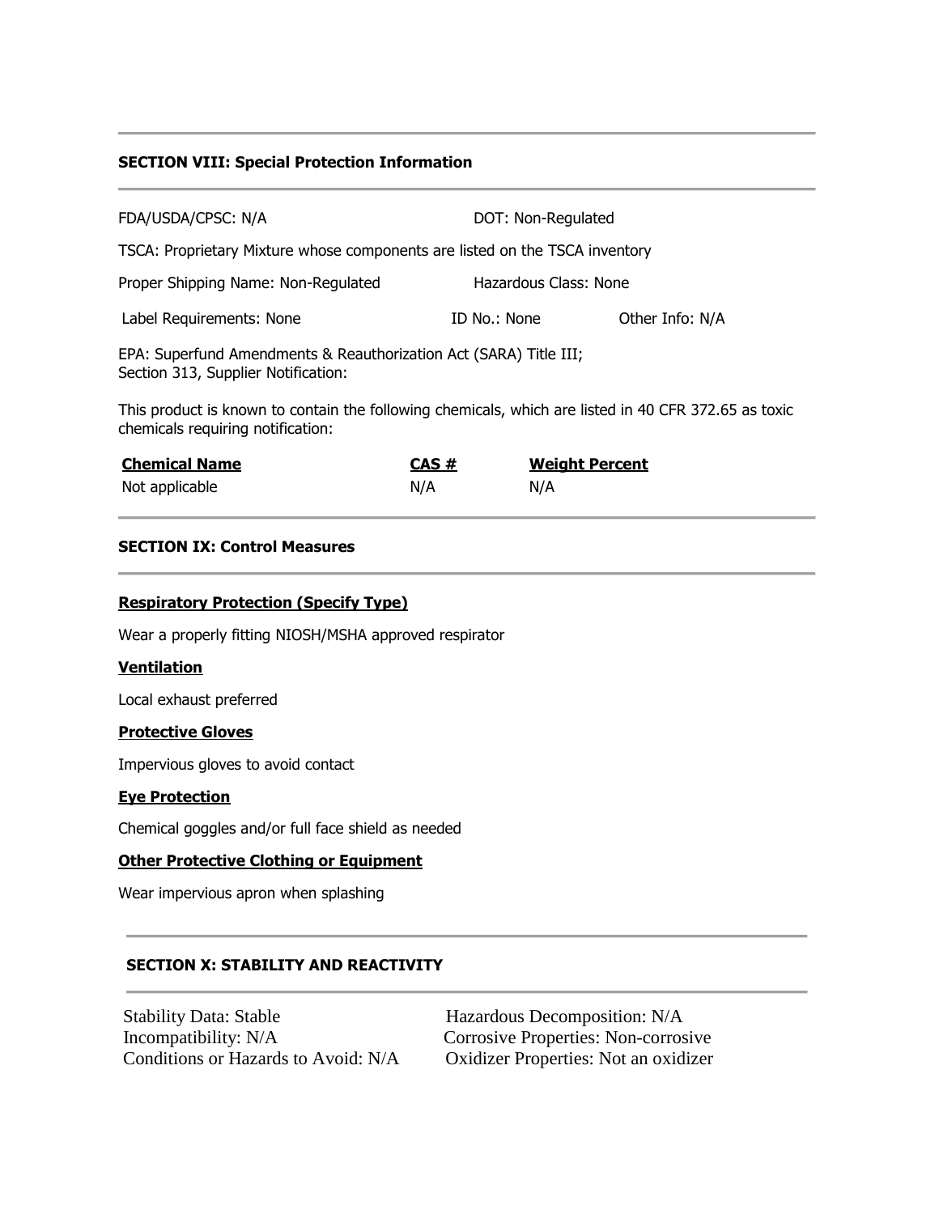## SECTION VIII: Special Protection Information

| | | |
|---|---|---|
| FDA/USDA/CPSC: N/A | DOT: Non-Regulated | |
| TSCA: Proprietary Mixture whose components are listed on the TSCA inventory | | |
| Proper Shipping Name: Non-Regulated | Hazardous Class: None | |
| Label Requirements: None | ID No.: None | Other Info: N/A |

EPA: Superfund Amendments & Reauthorization Act (SARA) Title III;
Section 313, Supplier Notification:

This product is known to contain the following chemicals, which are listed in 40 CFR 372.65 as toxic chemicals requiring notification:

| Chemical Name | CAS # | Weight Percent |
|---|---|---|
| Not applicable | N/A | N/A |

## SECTION IX: Control Measures

**Respiratory Protection (Specify Type)**

Wear a properly fitting NIOSH/MSHA approved respirator

**Ventilation**

Local exhaust preferred

**Protective Gloves**

Impervious gloves to avoid contact

**Eye Protection**

Chemical goggles and/or full face shield as needed

**Other Protective Clothing or Equipment**

Wear impervious apron when splashing

## SECTION X: STABILITY AND REACTIVITY

| | |
|---|---|
| Stability Data: Stable | Hazardous Decomposition: N/A |
| Incompatibility: N/A | Corrosive Properties: Non-corrosive |
| Conditions or Hazards to Avoid: N/A | Oxidizer Properties: Not an oxidizer |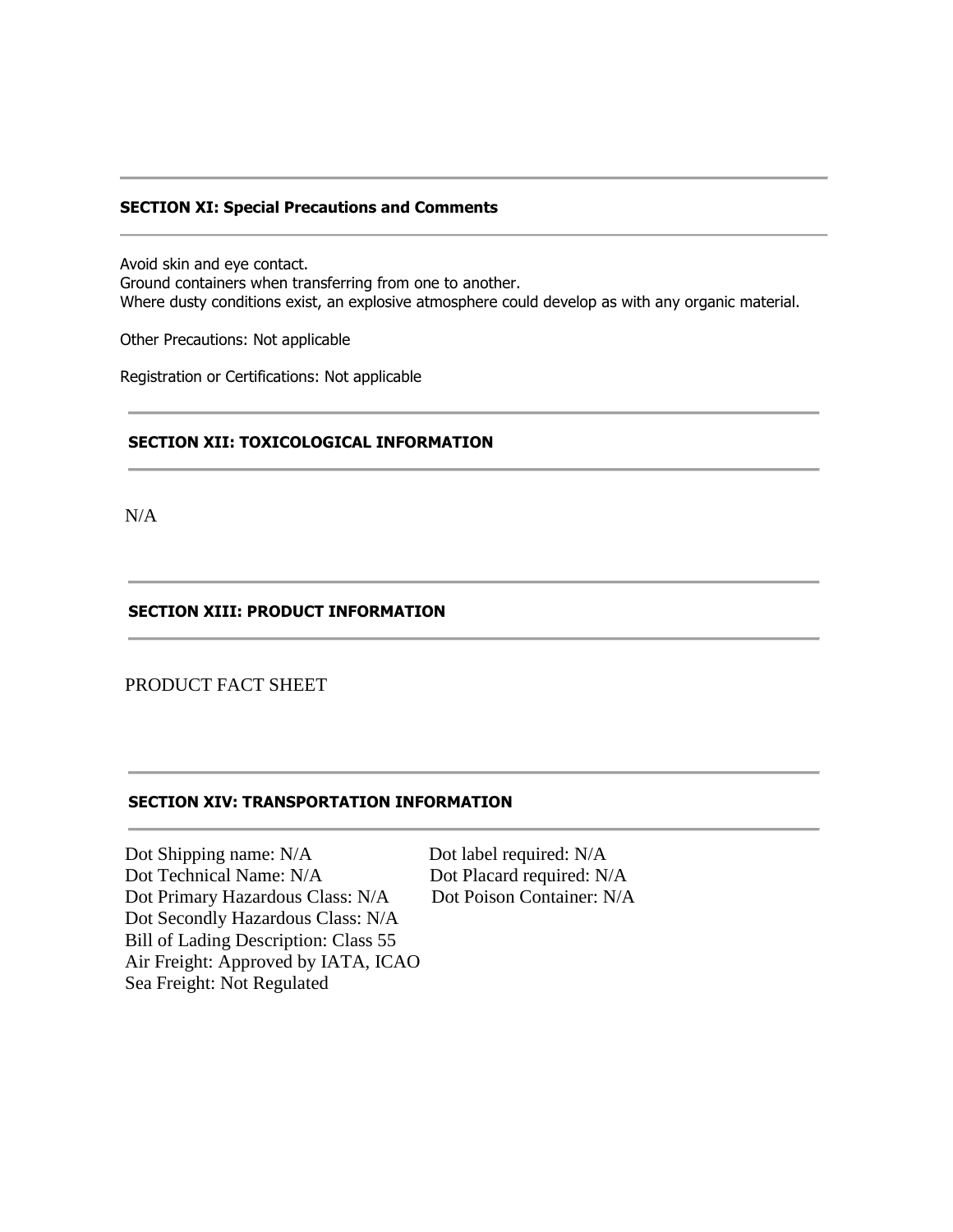## SECTION XI: Special Precautions and Comments

Avoid skin and eye contact.
Ground containers when transferring from one to another.
Where dusty conditions exist, an explosive atmosphere could develop as with any organic material.

Other Precautions: Not applicable

Registration or Certifications: Not applicable

## SECTION XII: TOXICOLOGICAL INFORMATION

N/A

## SECTION XIII: PRODUCT INFORMATION

PRODUCT FACT SHEET

## SECTION XIV: TRANSPORTATION INFORMATION

Dot Shipping name: N/A
Dot Technical Name: N/A
Dot Primary Hazardous Class: N/A
Dot Secondly Hazardous Class: N/A
Bill of Lading Description: Class 55
Air Freight: Approved by IATA, ICAO
Sea Freight: Not Regulated

Dot label required: N/A
Dot Placard required: N/A
Dot Poison Container: N/A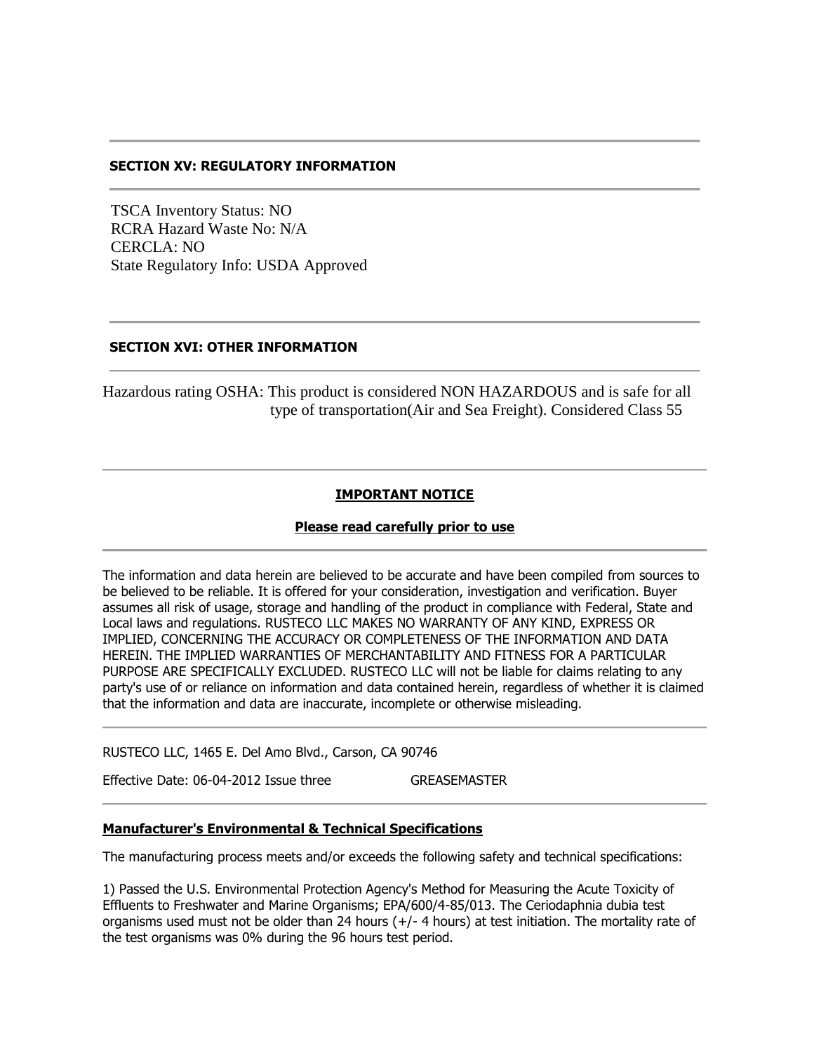## SECTION XV: REGULATORY INFORMATION

TSCA Inventory Status: NO
RCRA Hazard Waste No: N/A
CERCLA: NO
State Regulatory Info: USDA Approved

## SECTION XVI: OTHER INFORMATION

Hazardous rating OSHA: This product is considered NON HAZARDOUS and is safe for all type of transportation(Air and Sea Freight). Considered Class 55

**IMPORTANT NOTICE**

**Please read carefully prior to use**

The information and data herein are believed to be accurate and have been compiled from sources to be believed to be reliable. It is offered for your consideration, investigation and verification. Buyer assumes all risk of usage, storage and handling of the product in compliance with Federal, State and Local laws and regulations. RUSTECO LLC MAKES NO WARRANTY OF ANY KIND, EXPRESS OR IMPLIED, CONCERNING THE ACCURACY OR COMPLETENESS OF THE INFORMATION AND DATA HEREIN. THE IMPLIED WARRANTIES OF MERCHANTABILITY AND FITNESS FOR A PARTICULAR PURPOSE ARE SPECIFICALLY EXCLUDED. RUSTECO LLC will not be liable for claims relating to any party's use of or reliance on information and data contained herein, regardless of whether it is claimed that the information and data are inaccurate, incomplete or otherwise misleading.

RUSTECO LLC, 1465 E. Del Amo Blvd., Carson, CA 90746

Effective Date: 06-04-2012 Issue three GREASEMASTER

**Manufacturer's Environmental & Technical Specifications**

The manufacturing process meets and/or exceeds the following safety and technical specifications:

1) Passed the U.S. Environmental Protection Agency's Method for Measuring the Acute Toxicity of Effluents to Freshwater and Marine Organisms; EPA/600/4-85/013. The Ceriodaphnia dubia test organisms used must not be older than 24 hours (+/- 4 hours) at test initiation. The mortality rate of the test organisms was 0% during the 96 hours test period.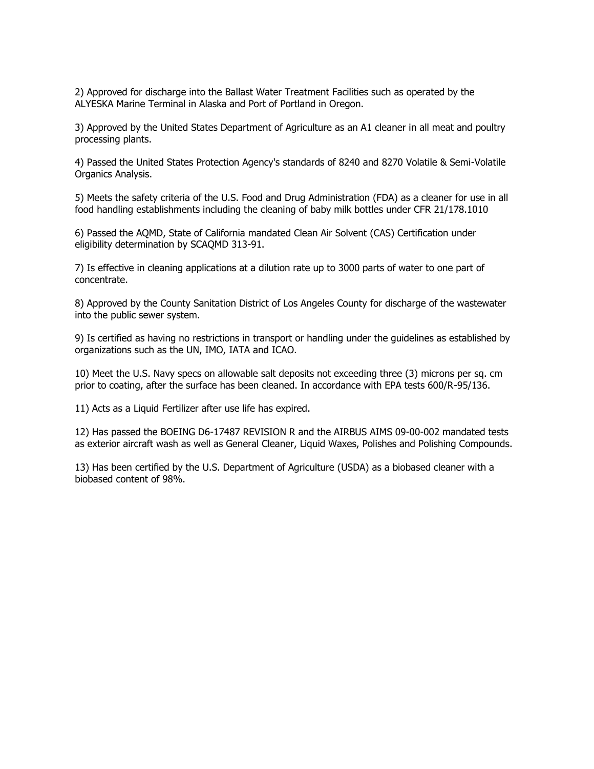2) Approved for discharge into the Ballast Water Treatment Facilities such as operated by the ALYESKA Marine Terminal in Alaska and Port of Portland in Oregon.

3) Approved by the United States Department of Agriculture as an A1 cleaner in all meat and poultry processing plants.

4) Passed the United States Protection Agency's standards of 8240 and 8270 Volatile & Semi-Volatile Organics Analysis.

5) Meets the safety criteria of the U.S. Food and Drug Administration (FDA) as a cleaner for use in all food handling establishments including the cleaning of baby milk bottles under CFR 21/178.1010

6) Passed the AQMD, State of California mandated Clean Air Solvent (CAS) Certification under eligibility determination by SCAQMD 313-91.

7) Is effective in cleaning applications at a dilution rate up to 3000 parts of water to one part of concentrate.

8) Approved by the County Sanitation District of Los Angeles County for discharge of the wastewater into the public sewer system.

9) Is certified as having no restrictions in transport or handling under the guidelines as established by organizations such as the UN, IMO, IATA and ICAO.

10) Meet the U.S. Navy specs on allowable salt deposits not exceeding three (3) microns per sq. cm prior to coating, after the surface has been cleaned. In accordance with EPA tests 600/R-95/136.

11) Acts as a Liquid Fertilizer after use life has expired.

12) Has passed the BOEING D6-17487 REVISION R and the AIRBUS AIMS 09-00-002 mandated tests as exterior aircraft wash as well as General Cleaner, Liquid Waxes, Polishes and Polishing Compounds.

13) Has been certified by the U.S. Department of Agriculture (USDA) as a biobased cleaner with a biobased content of 98%.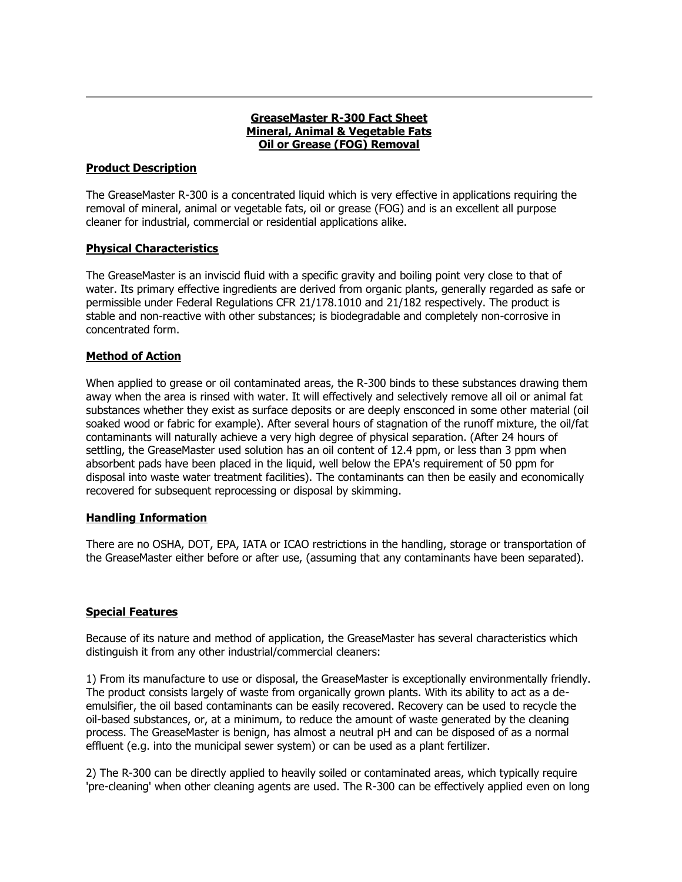## GreaseMaster R-300 Fact Sheet
## Mineral, Animal & Vegetable Fats
## Oil or Grease (FOG) Removal

### Product Description

The GreaseMaster R-300 is a concentrated liquid which is very effective in applications requiring the removal of mineral, animal or vegetable fats, oil or grease (FOG) and is an excellent all purpose cleaner for industrial, commercial or residential applications alike.

### Physical Characteristics

The GreaseMaster is an inviscid fluid with a specific gravity and boiling point very close to that of water. Its primary effective ingredients are derived from organic plants, generally regarded as safe or permissible under Federal Regulations CFR 21/178.1010 and 21/182 respectively. The product is stable and non-reactive with other substances; is biodegradable and completely non-corrosive in concentrated form.

### Method of Action

When applied to grease or oil contaminated areas, the R-300 binds to these substances drawing them away when the area is rinsed with water. It will effectively and selectively remove all oil or animal fat substances whether they exist as surface deposits or are deeply ensconced in some other material (oil soaked wood or fabric for example). After several hours of stagnation of the runoff mixture, the oil/fat contaminants will naturally achieve a very high degree of physical separation. (After 24 hours of settling, the GreaseMaster used solution has an oil content of 12.4 ppm, or less than 3 ppm when absorbent pads have been placed in the liquid, well below the EPA's requirement of 50 ppm for disposal into waste water treatment facilities). The contaminants can then be easily and economically recovered for subsequent reprocessing or disposal by skimming.

### Handling Information

There are no OSHA, DOT, EPA, IATA or ICAO restrictions in the handling, storage or transportation of the GreaseMaster either before or after use, (assuming that any contaminants have been separated).

### Special Features

Because of its nature and method of application, the GreaseMaster has several characteristics which distinguish it from any other industrial/commercial cleaners:

1) From its manufacture to use or disposal, the GreaseMaster is exceptionally environmentally friendly. The product consists largely of waste from organically grown plants. With its ability to act as a de-emulsifier, the oil based contaminants can be easily recovered. Recovery can be used to recycle the oil-based substances, or, at a minimum, to reduce the amount of waste generated by the cleaning process. The GreaseMaster is benign, has almost a neutral pH and can be disposed of as a normal effluent (e.g. into the municipal sewer system) or can be used as a plant fertilizer.

2) The R-300 can be directly applied to heavily soiled or contaminated areas, which typically require 'pre-cleaning' when other cleaning agents are used. The R-300 can be effectively applied even on long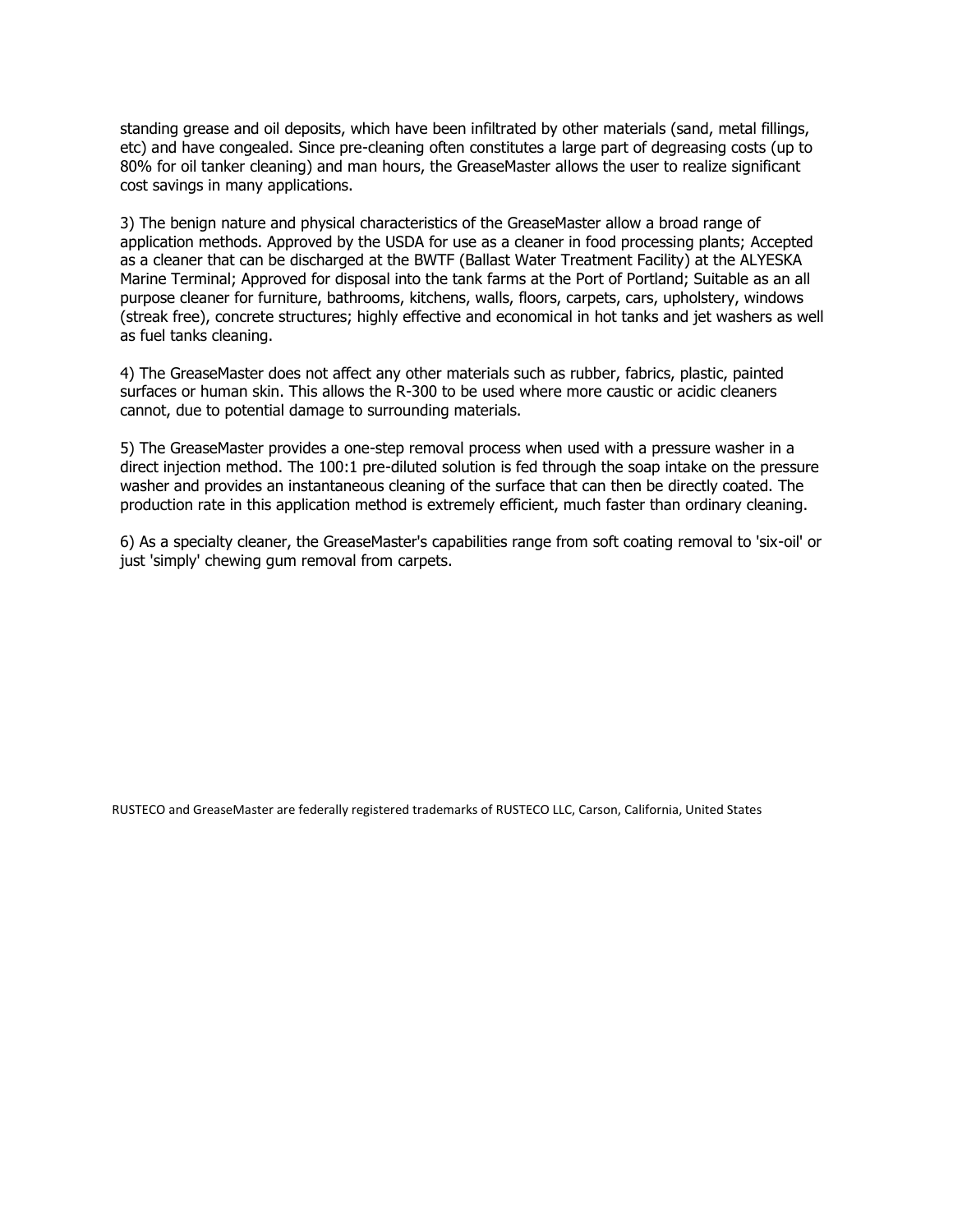standing grease and oil deposits, which have been infiltrated by other materials (sand, metal fillings, etc) and have congealed. Since pre-cleaning often constitutes a large part of degreasing costs (up to 80% for oil tanker cleaning) and man hours, the GreaseMaster allows the user to realize significant cost savings in many applications.

3) The benign nature and physical characteristics of the GreaseMaster allow a broad range of application methods. Approved by the USDA for use as a cleaner in food processing plants; Accepted as a cleaner that can be discharged at the BWTF (Ballast Water Treatment Facility) at the ALYESKA Marine Terminal; Approved for disposal into the tank farms at the Port of Portland; Suitable as an all purpose cleaner for furniture, bathrooms, kitchens, walls, floors, carpets, cars, upholstery, windows (streak free), concrete structures; highly effective and economical in hot tanks and jet washers as well as fuel tanks cleaning.

4) The GreaseMaster does not affect any other materials such as rubber, fabrics, plastic, painted surfaces or human skin. This allows the R-300 to be used where more caustic or acidic cleaners cannot, due to potential damage to surrounding materials.

5) The GreaseMaster provides a one-step removal process when used with a pressure washer in a direct injection method. The 100:1 pre-diluted solution is fed through the soap intake on the pressure washer and provides an instantaneous cleaning of the surface that can then be directly coated. The production rate in this application method is extremely efficient, much faster than ordinary cleaning.

6) As a specialty cleaner, the GreaseMaster's capabilities range from soft coating removal to 'six-oil' or just 'simply' chewing gum removal from carpets.

RUSTECO and GreaseMaster are federally registered trademarks of RUSTECO LLC, Carson, California, United States